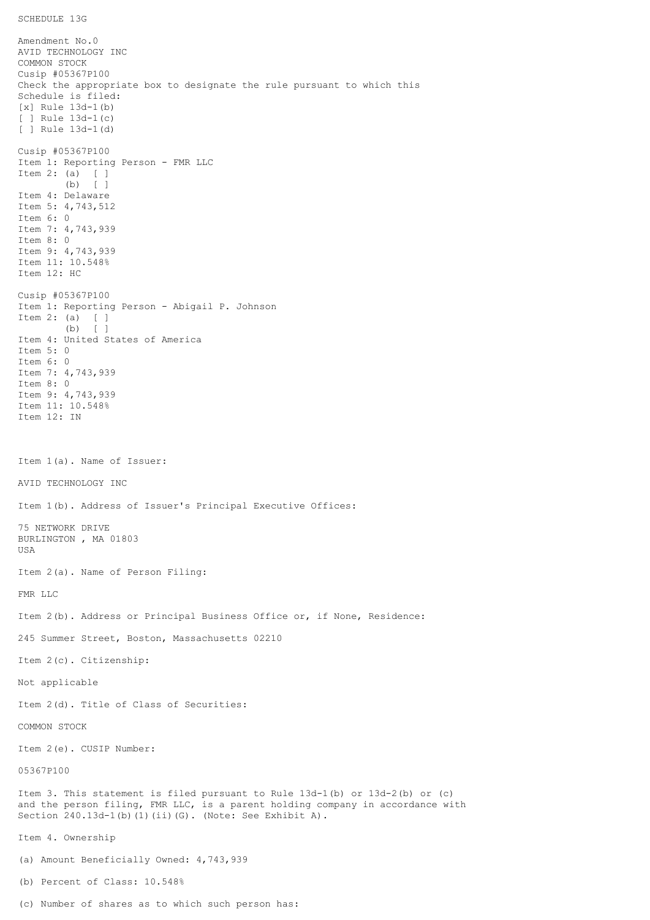SCHEDULE 13G

Amendment No.0
AVID TECHNOLOGY INC
COMMON STOCK
Cusip #05367P100
Check the appropriate box to designate the rule pursuant to which this Schedule is filed:
[x] Rule 13d-1(b)
[ ] Rule 13d-1(c)
[ ] Rule 13d-1(d)

Cusip #05367P100
Item 1: Reporting Person - FMR LLC
Item 2: (a) [ ]
(b) [ ]
Item 4: Delaware
Item 5: 4,743,512
Item 6: 0
Item 7: 4,743,939
Item 8: 0
Item 9: 4,743,939
Item 11: 10.548%
Item 12: HC

Cusip #05367P100
Item 1: Reporting Person - Abigail P. Johnson
Item 2: (a) [ ]
(b) [ ]
Item 4: United States of America
Item 5: 0
Item 6: 0
Item 7: 4,743,939
Item 8: 0
Item 9: 4,743,939
Item 11: 10.548%
Item 12: IN

Item 1(a). Name of Issuer:

AVID TECHNOLOGY INC

Item 1(b). Address of Issuer's Principal Executive Offices:

75 NETWORK DRIVE
BURLINGTON , MA 01803
USA

Item 2(a). Name of Person Filing:

FMR LLC

Item 2(b). Address or Principal Business Office or, if None, Residence:

245 Summer Street, Boston, Massachusetts 02210

Item 2(c). Citizenship:

Not applicable

Item 2(d). Title of Class of Securities:

COMMON STOCK

Item 2(e). CUSIP Number:

05367P100

Item 3. This statement is filed pursuant to Rule 13d-1(b) or 13d-2(b) or (c) and the person filing, FMR LLC, is a parent holding company in accordance with Section 240.13d-1(b)(1)(ii)(G). (Note: See Exhibit A).

Item 4. Ownership

(a) Amount Beneficially Owned: 4,743,939

(b) Percent of Class: 10.548%

(c) Number of shares as to which such person has: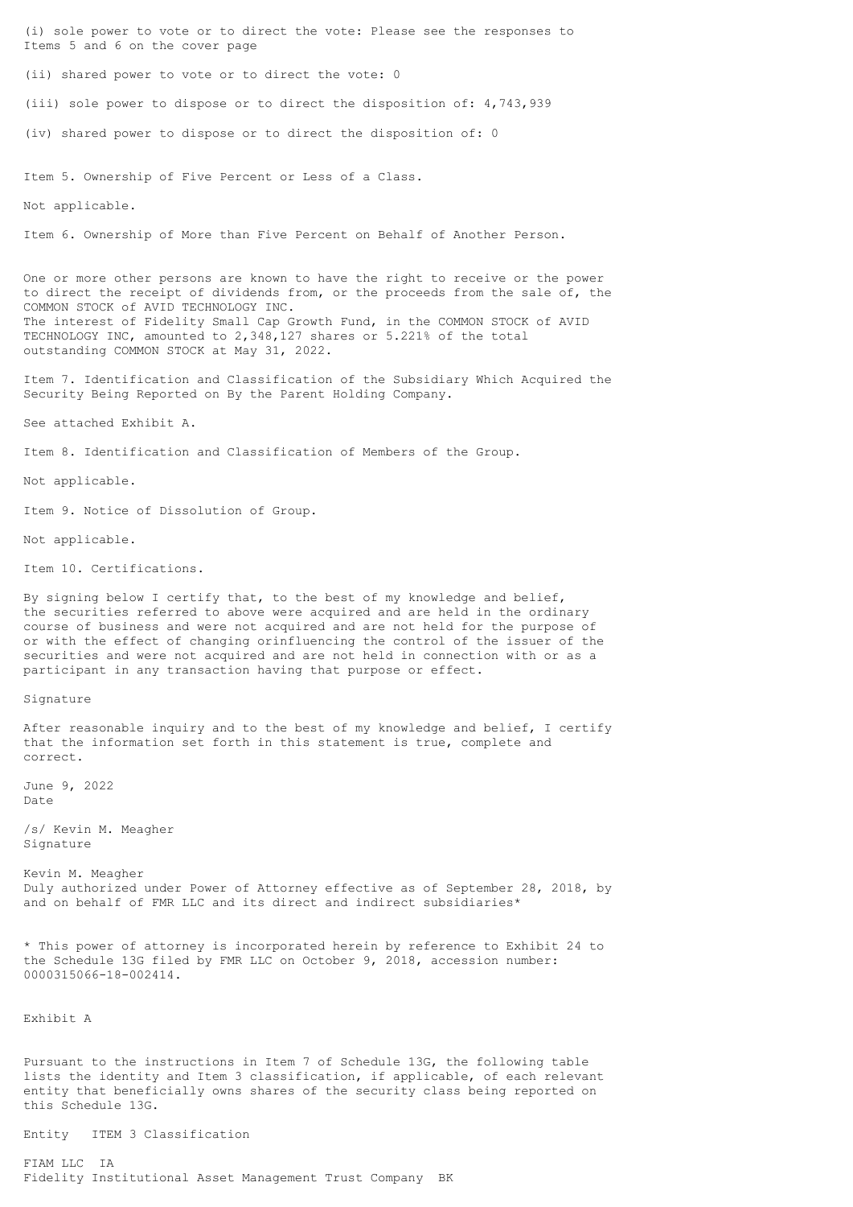(i) sole power to vote or to direct the vote: Please see the responses to Items 5 and 6 on the cover page

(ii) shared power to vote or to direct the vote: 0

(iii) sole power to dispose or to direct the disposition of: 4,743,939

(iv) shared power to dispose or to direct the disposition of: 0

Item 5. Ownership of Five Percent or Less of a Class.

Not applicable.

Item 6. Ownership of More than Five Percent on Behalf of Another Person.

One or more other persons are known to have the right to receive or the power to direct the receipt of dividends from, or the proceeds from the sale of, the COMMON STOCK of AVID TECHNOLOGY INC.
The interest of Fidelity Small Cap Growth Fund, in the COMMON STOCK of AVID TECHNOLOGY INC, amounted to 2,348,127 shares or 5.221% of the total outstanding COMMON STOCK at May 31, 2022.

Item 7. Identification and Classification of the Subsidiary Which Acquired the Security Being Reported on By the Parent Holding Company.

See attached Exhibit A.

Item 8. Identification and Classification of Members of the Group.

Not applicable.

Item 9. Notice of Dissolution of Group.

Not applicable.

Item 10. Certifications.

By signing below I certify that, to the best of my knowledge and belief, the securities referred to above were acquired and are held in the ordinary course of business and were not acquired and are not held for the purpose of or with the effect of changing orinfluencing the control of the issuer of the securities and were not acquired and are not held in connection with or as a participant in any transaction having that purpose or effect.

Signature

After reasonable inquiry and to the best of my knowledge and belief, I certify that the information set forth in this statement is true, complete and correct.

June 9, 2022
Date

/s/ Kevin M. Meagher
Signature

Kevin M. Meagher
Duly authorized under Power of Attorney effective as of September 28, 2018, by and on behalf of FMR LLC and its direct and indirect subsidiaries*

* This power of attorney is incorporated herein by reference to Exhibit 24 to the Schedule 13G filed by FMR LLC on October 9, 2018, accession number: 0000315066-18-002414.

Exhibit A

Pursuant to the instructions in Item 7 of Schedule 13G, the following table lists the identity and Item 3 classification, if applicable, of each relevant entity that beneficially owns shares of the security class being reported on this Schedule 13G.

| Entity | ITEM 3 Classification |
|---|---|
| FIAM LLC | IA |
| Fidelity Institutional Asset Management Trust Company | BK |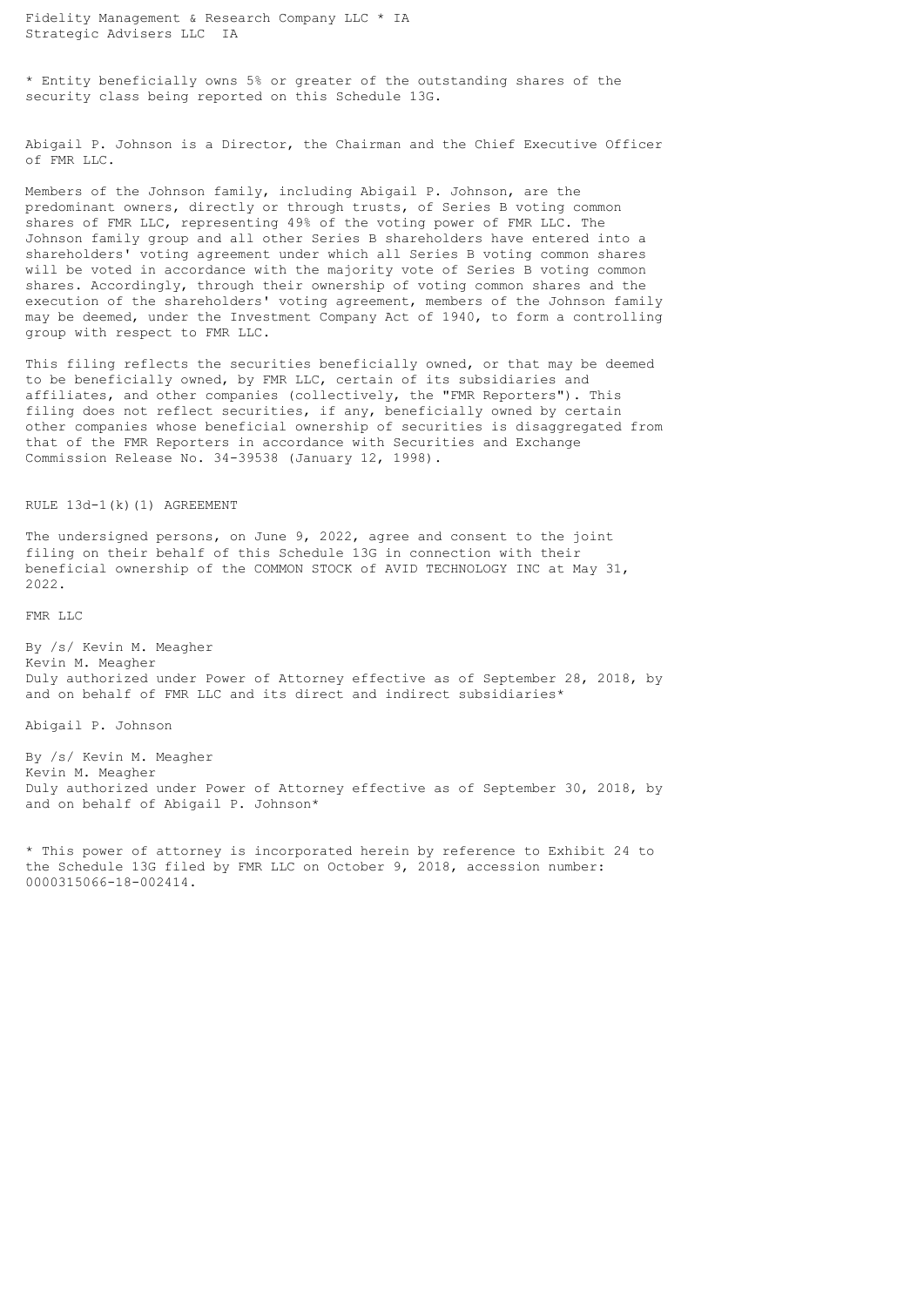Fidelity Management & Research Company LLC * IA
Strategic Advisers LLC IA

* Entity beneficially owns 5% or greater of the outstanding shares of the security class being reported on this Schedule 13G.

Abigail P. Johnson is a Director, the Chairman and the Chief Executive Officer of FMR LLC.

Members of the Johnson family, including Abigail P. Johnson, are the predominant owners, directly or through trusts, of Series B voting common shares of FMR LLC, representing 49% of the voting power of FMR LLC. The Johnson family group and all other Series B shareholders have entered into a shareholders' voting agreement under which all Series B voting common shares will be voted in accordance with the majority vote of Series B voting common shares. Accordingly, through their ownership of voting common shares and the execution of the shareholders' voting agreement, members of the Johnson family may be deemed, under the Investment Company Act of 1940, to form a controlling group with respect to FMR LLC.

This filing reflects the securities beneficially owned, or that may be deemed to be beneficially owned, by FMR LLC, certain of its subsidiaries and affiliates, and other companies (collectively, the "FMR Reporters"). This filing does not reflect securities, if any, beneficially owned by certain other companies whose beneficial ownership of securities is disaggregated from that of the FMR Reporters in accordance with Securities and Exchange Commission Release No. 34-39538 (January 12, 1998).

RULE 13d-1(k)(1) AGREEMENT

The undersigned persons, on June 9, 2022, agree and consent to the joint filing on their behalf of this Schedule 13G in connection with their beneficial ownership of the COMMON STOCK of AVID TECHNOLOGY INC at May 31, 2022.

FMR LLC

By /s/ Kevin M. Meagher
Kevin M. Meagher
Duly authorized under Power of Attorney effective as of September 28, 2018, by and on behalf of FMR LLC and its direct and indirect subsidiaries*

Abigail P. Johnson

By /s/ Kevin M. Meagher
Kevin M. Meagher
Duly authorized under Power of Attorney effective as of September 30, 2018, by and on behalf of Abigail P. Johnson*

* This power of attorney is incorporated herein by reference to Exhibit 24 to the Schedule 13G filed by FMR LLC on October 9, 2018, accession number: 0000315066-18-002414.